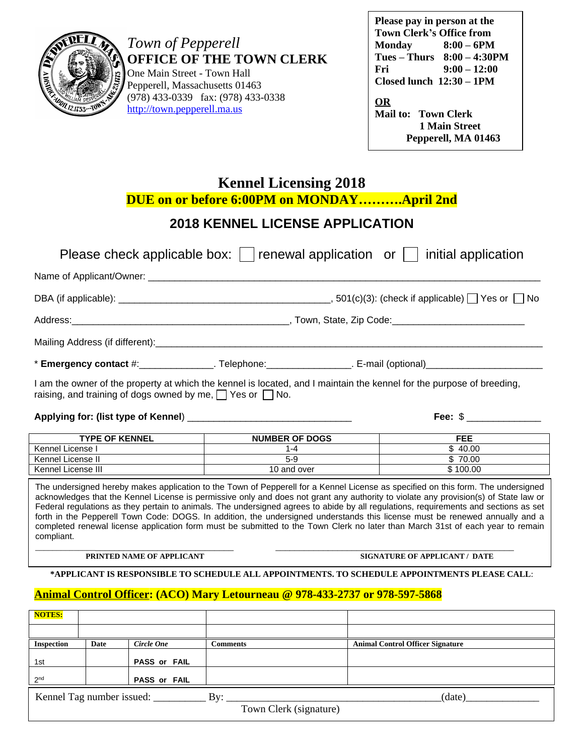*Town of Pepperell*
**OFFICE OF THE TOWN CLERK**
One Main Street - Town Hall
Pepperell, Massachusetts 01463
(978) 433-0339 fax: (978) 433-0338
http://town.pepperell.ma.us

**Please pay in person at the Town Clerk's Office from**
**Monday 8:00 – 6PM**
**Tues – Thurs 8:00 – 4:30PM**
**Fri 9:00 – 12:00**
**Closed lunch 12:30 – 1PM**

**OR**
**Mail to: Town Clerk**
**1 Main Street**
**Pepperell, MA 01463**

# Kennel Licensing 2018

**DUE on or before 6:00PM on MONDAY……….April 2nd**

## 2018 KENNEL LICENSE APPLICATION

Please check applicable box: ☐ renewal application or ☐ initial application

Name of Applicant/Owner: ___________________________________________________________

DBA (if applicable): ________________________________________, 501(c)(3): (check if applicable) ☐ Yes or ☐ No

Address:________________________________________, Town, State, Zip Code:_________________________

Mailing Address (if different):___________________________________________________________

* **Emergency contact** #:______________. Telephone:________________. E-mail (optional)______________________

I am the owner of the property at which the kennel is located, and I maintain the kennel for the purpose of breeding, raising, and training of dogs owned by me, ☐ Yes or ☐ No.

**Applying for: (list type of Kennel**) ______________________________ **Fee:** $ ______________

| TYPE OF KENNEL | NUMBER OF DOGS | FEE |
|---|---|---|
| Kennel License I | 1-4 | $ 40.00 |
| Kennel License II | 5-9 | $ 70.00 |
| Kennel License III | 10 and over | $ 100.00 |

The undersigned hereby makes application to the Town of Pepperell for a Kennel License as specified on this form. The undersigned acknowledges that the Kennel License is permissive only and does not grant any authority to violate any provision(s) of State law or Federal regulations as they pertain to animals. The undersigned agrees to abide by all regulations, requirements and sections as set forth in the Pepperell Town Code: DOGS. In addition, the undersigned understands this license must be renewed annually and a completed renewal license application form must be submitted to the Town Clerk no later than March 31st of each year to remain compliant.

_______________________________ _______________________________
**PRINTED NAME OF APPLICANT** **SIGNATURE OF APPLICANT / DATE**

**\*APPLICANT IS RESPONSIBLE TO SCHEDULE ALL APPOINTMENTS. TO SCHEDULE APPOINTMENTS PLEASE CALL**:

**Animal Control Officer: (ACO) Mary Letourneau @ 978-433-2737 or 978-597-5868**

| **NOTES:** | | | | |
|---|---|---|---|---|
| | | | | |
| **Inspection** | **Date** | ***Circle One*** | **Comments** | **Animal Control Officer Signature** |
| 1st | | **PASS or FAIL** | | |
| 2nd | | **PASS or FAIL** | | |

Kennel Tag number issued: __________ By: ________________________________________(date)______________
Town Clerk (signature)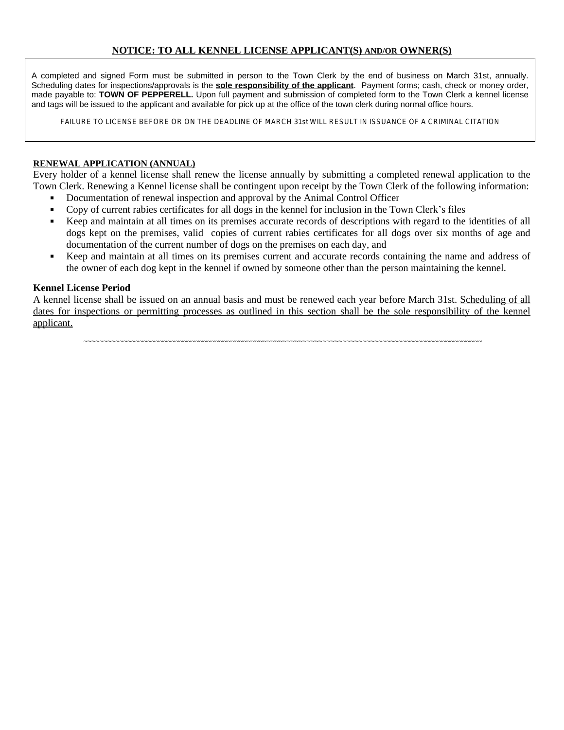## NOTICE: TO ALL KENNEL LICENSE APPLICANT(S) AND/OR OWNER(S)

A completed and signed Form must be submitted in person to the Town Clerk by the end of business on March 31st, annually. Scheduling dates for inspections/approvals is the **sole responsibility of the applicant**. Payment forms; cash, check or money order, made payable to: **TOWN OF PEPPERELL.** Upon full payment and submission of completed form to the Town Clerk a kennel license and tags will be issued to the applicant and available for pick up at the office of the town clerk during normal office hours.

FAILURE TO LICENSE BEFORE OR ON THE DEADLINE OF MARCH 31st WILL RESULT IN ISSUANCE OF A CRIMINAL CITATION

**RENEWAL APPLICATION (ANNUAL)**

Every holder of a kennel license shall renew the license annually by submitting a completed renewal application to the Town Clerk. Renewing a Kennel license shall be contingent upon receipt by the Town Clerk of the following information:

- Documentation of renewal inspection and approval by the Animal Control Officer
- Copy of current rabies certificates for all dogs in the kennel for inclusion in the Town Clerk's files
- Keep and maintain at all times on its premises accurate records of descriptions with regard to the identities of all dogs kept on the premises, valid copies of current rabies certificates for all dogs over six months of age and documentation of the current number of dogs on the premises on each day, and
- Keep and maintain at all times on its premises current and accurate records containing the name and address of the owner of each dog kept in the kennel if owned by someone other than the person maintaining the kennel.

**Kennel License Period**

A kennel license shall be issued on an annual basis and must be renewed each year before March 31st. Scheduling of all dates for inspections or permitting processes as outlined in this section shall be the sole responsibility of the kennel applicant.

~~~~~~~~~~~~~~~~~~~~~~~~~~~~~~~~~~~~~~~~~~~~~~~~~~~~~~~~~~~~~~~~~~~~~~~~~~~~~~~~~~~~~~~~~~~~~~~~~~~~~~~~~~~~